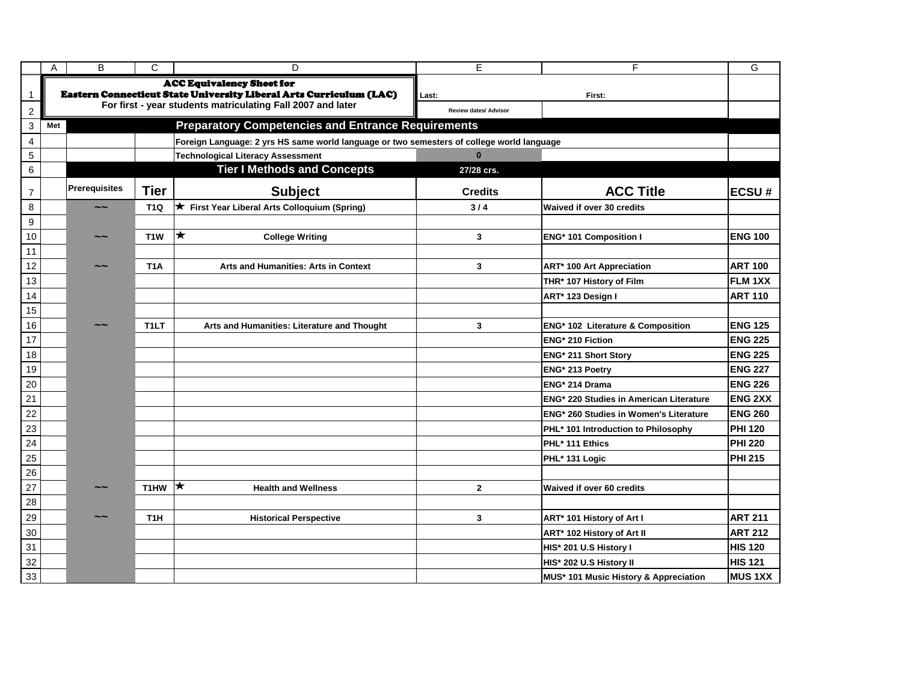# ACC Equivalency Sheet for Eastern Connecticut State University Liberal Arts Curriculum (LAC)

For first - year students matriculating Fall 2007 and later

Last: First:

Review dates/ Advisor

| Met | | | **Preparatory Competencies and Entrance Requirements** | | | |
|---|---|---|---|---|---|---|
| | | | Foreign Language: 2 yrs HS same world language or two semesters of college world language | | | |
| | | | Technological Literacy Assessment | 0 | | |
| | | | **Tier I Methods and Concepts** | 27/28 crs. | | |
| | **Prerequisites** | **Tier** | **Subject** | **Credits** | **ACC Title** | **ECSU #** |
| | ~~ | T1Q | ★ First Year Liberal Arts Colloquium (Spring) | 3 / 4 | Waived if over 30 credits | |
| | | | | | | |
| | ~~ | T1W | ★ College Writing | 3 | ENG* 101 Composition I | ENG 100 |
| | | | | | | |
| | ~~ | T1A | Arts and Humanities: Arts in Context | 3 | ART* 100 Art Appreciation | ART 100 |
| | | | | | THR* 107 History of Film | FLM 1XX |
| | | | | | ART* 123 Design I | ART 110 |
| | | | | | | |
| | ~~ | T1LT | Arts and Humanities: Literature and Thought | 3 | ENG* 102 Literature & Composition | ENG 125 |
| | | | | | ENG* 210 Fiction | ENG 225 |
| | | | | | ENG* 211 Short Story | ENG 225 |
| | | | | | ENG* 213 Poetry | ENG 227 |
| | | | | | ENG* 214 Drama | ENG 226 |
| | | | | | ENG* 220 Studies in American Literature | ENG 2XX |
| | | | | | ENG* 260 Studies in Women's Literature | ENG 260 |
| | | | | | PHL* 101 Introduction to Philosophy | PHI 120 |
| | | | | | PHL* 111 Ethics | PHI 220 |
| | | | | | PHL* 131 Logic | PHI 215 |
| | | | | | | |
| | ~~ | T1HW | ★ Health and Wellness | 2 | Waived if over 60 credits | |
| | | | | | | |
| | ~~ | T1H | Historical Perspective | 3 | ART* 101 History of Art I | ART 211 |
| | | | | | ART* 102 History of Art II | ART 212 |
| | | | | | HIS* 201 U.S History I | HIS 120 |
| | | | | | HIS* 202 U.S History II | HIS 121 |
| | | | | | MUS* 101 Music History & Appreciation | MUS 1XX |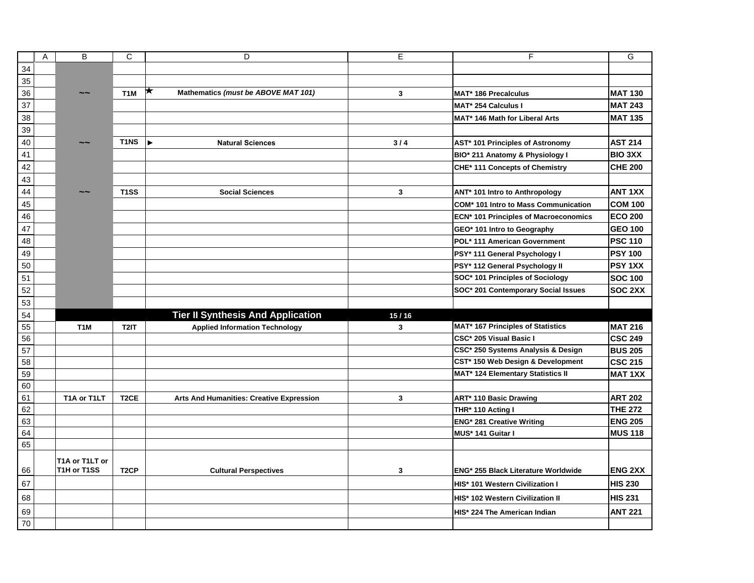|  | A | B | C | D | E | F | G |
|---|---|---|---|---|---|---|---|
| 34 |  |  |  |  |  |  |  |
| 35 |  |  |  |  |  |  |  |
| 36 |  | ~~ | T1M | ★ Mathematics *(must be ABOVE MAT 101)* | 3 | MAT* 186 Precalculus | MAT 130 |
| 37 |  |  |  |  |  | MAT* 254 Calculus I | MAT 243 |
| 38 |  |  |  |  |  | MAT* 146 Math for Liberal Arts | MAT 135 |
| 39 |  |  |  |  |  |  |  |
| 40 |  | ~~ | T1NS | ▶ Natural Sciences | 3 / 4 | AST* 101 Principles of Astronomy | AST 214 |
| 41 |  |  |  |  |  | BIO* 211 Anatomy & Physiology I | BIO 3XX |
| 42 |  |  |  |  |  | CHE* 111 Concepts of Chemistry | CHE 200 |
| 43 |  |  |  |  |  |  |  |
| 44 |  | ~~ | T1SS | Social Sciences | 3 | ANT* 101 Intro to Anthropology | ANT 1XX |
| 45 |  |  |  |  |  | COM* 101 Intro to Mass Communication | COM 100 |
| 46 |  |  |  |  |  | ECN* 101 Principles of Macroeconomics | ECO 200 |
| 47 |  |  |  |  |  | GEO* 101 Intro to Geography | GEO 100 |
| 48 |  |  |  |  |  | POL* 111 American Government | PSC 110 |
| 49 |  |  |  |  |  | PSY* 111 General Psychology I | PSY 100 |
| 50 |  |  |  |  |  | PSY* 112 General Psychology II | PSY 1XX |
| 51 |  |  |  |  |  | SOC* 101 Principles of Sociology | SOC 100 |
| 52 |  |  |  |  |  | SOC* 201 Contemporary Social Issues | SOC 2XX |
| 53 |  |  |  |  |  |  |  |
| 54 |  |  |  | **Tier II Synthesis And Application** | 15 / 16 |  |  |
| 55 |  | T1M | T2IT | Applied Information Technology | 3 | MAT* 167 Principles of Statistics | MAT 216 |
| 56 |  |  |  |  |  | CSC* 205 Visual Basic I | CSC 249 |
| 57 |  |  |  |  |  | CSC* 250 Systems Analysis & Design | BUS 205 |
| 58 |  |  |  |  |  | CST* 150 Web Design & Development | CSC 215 |
| 59 |  |  |  |  |  | MAT* 124 Elementary Statistics II | MAT 1XX |
| 60 |  |  |  |  |  |  |  |
| 61 |  | T1A or T1LT | T2CE | Arts And Humanities: Creative Expression | 3 | ART* 110 Basic Drawing | ART 202 |
| 62 |  |  |  |  |  | THR* 110 Acting I | THE 272 |
| 63 |  |  |  |  |  | ENG* 281 Creative Writing | ENG 205 |
| 64 |  |  |  |  |  | MUS* 141 Guitar I | MUS 118 |
| 65 |  |  |  |  |  |  |  |
| 66 |  | T1A or T1LT or T1H or T1SS | T2CP | Cultural Perspectives | 3 | ENG* 255 Black Literature Worldwide | ENG 2XX |
| 67 |  |  |  |  |  | HIS* 101 Western Civilization I | HIS 230 |
| 68 |  |  |  |  |  | HIS* 102 Western Civilization II | HIS 231 |
| 69 |  |  |  |  |  | HIS* 224 The American Indian | ANT 221 |
| 70 |  |  |  |  |  |  |  |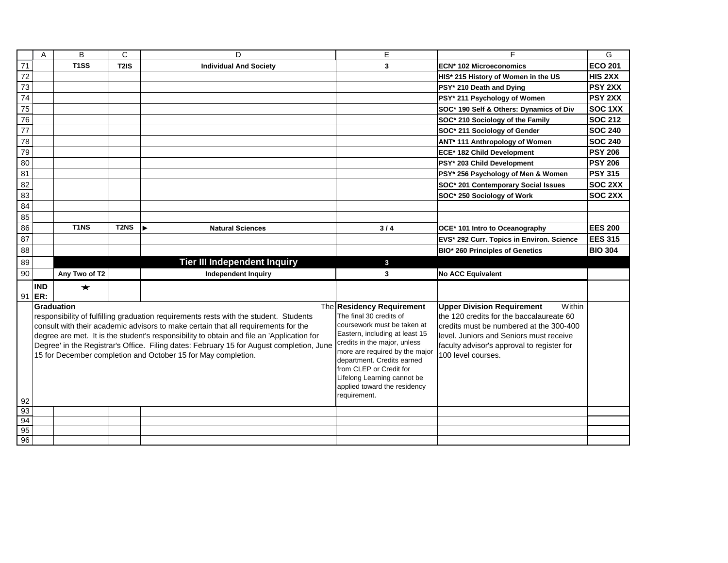| | A | B | C | D | E | F | G |
|---|---|---|---|---|---|---|---|
| 71 | | **T1SS** | **T2IS** | **Individual And Society** | **3** | **ECN* 102 Microeconomics** | **ECO 201** |
| 72 | | | | | | **HIS* 215 History of Women in the US** | **HIS 2XX** |
| 73 | | | | | | **PSY* 210 Death and Dying** | **PSY 2XX** |
| 74 | | | | | | **PSY* 211 Psychology of Women** | **PSY 2XX** |
| 75 | | | | | | **SOC* 190 Self & Others: Dynamics of Div** | **SOC 1XX** |
| 76 | | | | | | **SOC* 210 Sociology of the Family** | **SOC 212** |
| 77 | | | | | | **SOC* 211 Sociology of Gender** | **SOC 240** |
| 78 | | | | | | **ANT* 111 Anthropology of Women** | **SOC 240** |
| 79 | | | | | | **ECE* 182 Child Development** | **PSY 206** |
| 80 | | | | | | **PSY* 203 Child Development** | **PSY 206** |
| 81 | | | | | | **PSY* 256 Psychology of Men & Women** | **PSY 315** |
| 82 | | | | | | **SOC* 201 Contemporary Social Issues** | **SOC 2XX** |
| 83 | | | | | | **SOC* 250 Sociology of Work** | **SOC 2XX** |
| 84 | | | | | | | |
| 85 | | | | | | | |
| 86 | | **T1NS** | **T2NS** | ► **Natural Sciences** | **3 / 4** | **OCE* 101 Intro to Oceanography** | **EES 200** |
| 87 | | | | | | **EVS* 292 Curr. Topics in Environ. Science** | **EES 315** |
| 88 | | | | | | **BIO* 260 Principles of Genetics** | **BIO 304** |
| 89 | | | | **Tier III Independent Inquiry** | **3** | | |
| 90 | | **Any Two of T2** | | **Independent Inquiry** | **3** | **No ACC Equivalent** | |
| 91 | **IND ER:** | ★ | | | | | |
| 92 | **Graduation** The responsibility of fulfilling graduation requirements rests with the student. Students consult with their academic advisors to make certain that all requirements for the degree are met. It is the student's responsibility to obtain and file an 'Application for Degree' in the Registrar's Office. Filing dates: February 15 for August completion, June 15 for December completion and October 15 for May completion. | | | | **Residency Requirement** The final 30 credits of coursework must be taken at Eastern, including at least 15 credits in the major, unless more are required by the major department. Credits earned from CLEP or Credit for Lifelong Learning cannot be applied toward the residency requirement. | **Upper Division Requirement** Within the 120 credits for the baccalaureate 60 credits must be numbered at the 300-400 level. Juniors and Seniors must receive faculty advisor's approval to register for 100 level courses. | |
| 93 | | | | | | | |
| 94 | | | | | | | |
| 95 | | | | | | | |
| 96 | | | | | | | |